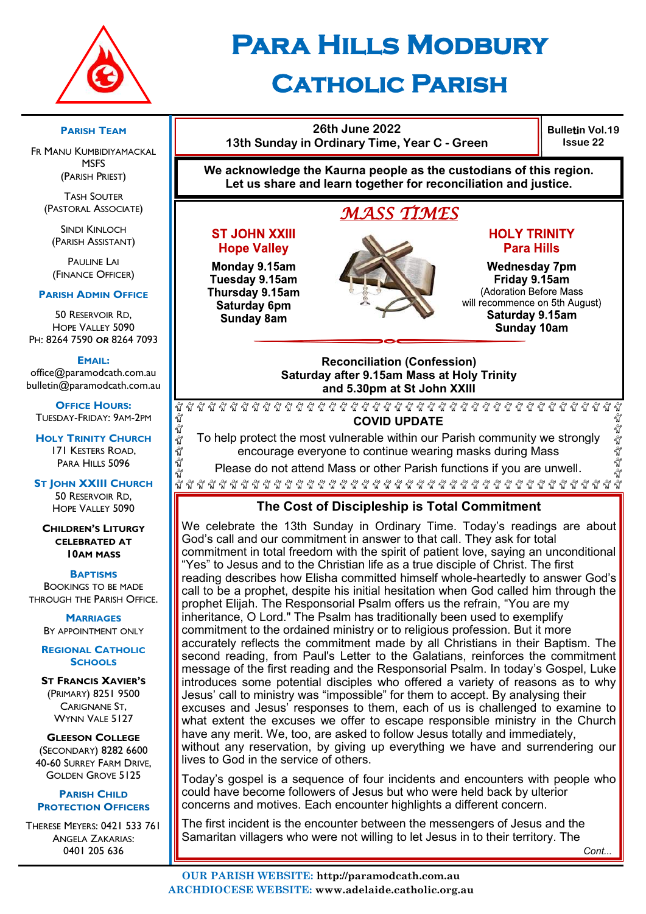# Para Hills Modbury Catholic Parish

**26th June 2022**
**13th Sunday in Ordinary Time, Year C - Green**

**Bulletin Vol.19 Issue 22**

**We acknowledge the Kaurna people as the custodians of this region. Let us share and learn together for reconciliation and justice.**

## *MASS TIMES*

**ST JOHN XXIII**
**Hope Valley**

**Monday 9.15am**
**Tuesday 9.15am**
**Thursday 9.15am**
**Saturday 6pm**
**Sunday 8am**

**HOLY TRINITY**
**Para Hills**

**Wednesday 7pm**
**Friday 9.15am**
(Adoration Before Mass will recommence on 5th August)
**Saturday 9.15am**
**Sunday 10am**

**Reconciliation (Confession)**
**Saturday after 9.15am Mass at Holy Trinity and 5.30pm at St John XXIII**

**COVID UPDATE**

To help protect the most vulnerable within our Parish community we strongly encourage everyone to continue wearing masks during Mass

Please do not attend Mass or other Parish functions if you are unwell.

## The Cost of Discipleship is Total Commitment

We celebrate the 13th Sunday in Ordinary Time. Today's readings are about God's call and our commitment in answer to that call. They ask for total commitment in total freedom with the spirit of patient love, saying an unconditional "Yes" to Jesus and to the Christian life as a true disciple of Christ. The first reading describes how Elisha committed himself whole-heartedly to answer God's call to be a prophet, despite his initial hesitation when God called him through the prophet Elijah. The Responsorial Psalm offers us the refrain, "You are my inheritance, O Lord." The Psalm has traditionally been used to exemplify commitment to the ordained ministry or to religious profession. But it more accurately reflects the commitment made by all Christians in their Baptism. The second reading, from Paul's Letter to the Galatians, reinforces the commitment message of the first reading and the Responsorial Psalm. In today's Gospel, Luke introduces some potential disciples who offered a variety of reasons as to why Jesus' call to ministry was "impossible" for them to accept. By analysing their excuses and Jesus' responses to them, each of us is challenged to examine to what extent the excuses we offer to escape responsible ministry in the Church have any merit. We, too, are asked to follow Jesus totally and immediately, without any reservation, by giving up everything we have and surrendering our lives to God in the service of others.

Today's gospel is a sequence of four incidents and encounters with people who could have become followers of Jesus but who were held back by ulterior concerns and motives. Each encounter highlights a different concern.

The first incident is the encounter between the messengers of Jesus and the Samaritan villagers who were not willing to let Jesus in to their territory. The

*Cont...*

### Parish Team

Fr Manu Kumbidiyamackal MSFS (Parish Priest)

Tash Souter (Pastoral Associate)

Sindi Kinloch (Parish Assistant)

Pauline Lai (Finance Officer)

### Parish Admin Office

50 Reservoir Rd, Hope Valley 5090
Ph: 8264 7590 or 8264 7093

**Email:**
office@paramodcath.com.au
bulletin@paramodcath.com.au

**Office Hours:**
Tuesday-Friday: 9am-2pm

**Holy Trinity Church**
171 Kesters Road, Para Hills 5096

**St John XXIII Church**
50 Reservoir Rd, Hope Valley 5090

**Children's Liturgy celebrated at 10am Mass**

**Baptisms**
Bookings to be made through the Parish Office.

**Marriages**
By appointment only

### Regional Catholic Schools

**St Francis Xavier's**
(Primary) 8251 9500
Carignane St, Wynn Vale 5127

**Gleeson College**
(Secondary) 8282 6600
40-60 Surrey Farm Drive, Golden Grove 5125

### Parish Child Protection Officers

Therese Meyers: 0421 533 761
Angela Zakarias: 0401 205 636

**OUR PARISH WEBSITE:** http://paramodcath.com.au
**ARCHDIOCESE WEBSITE:** www.adelaide.catholic.org.au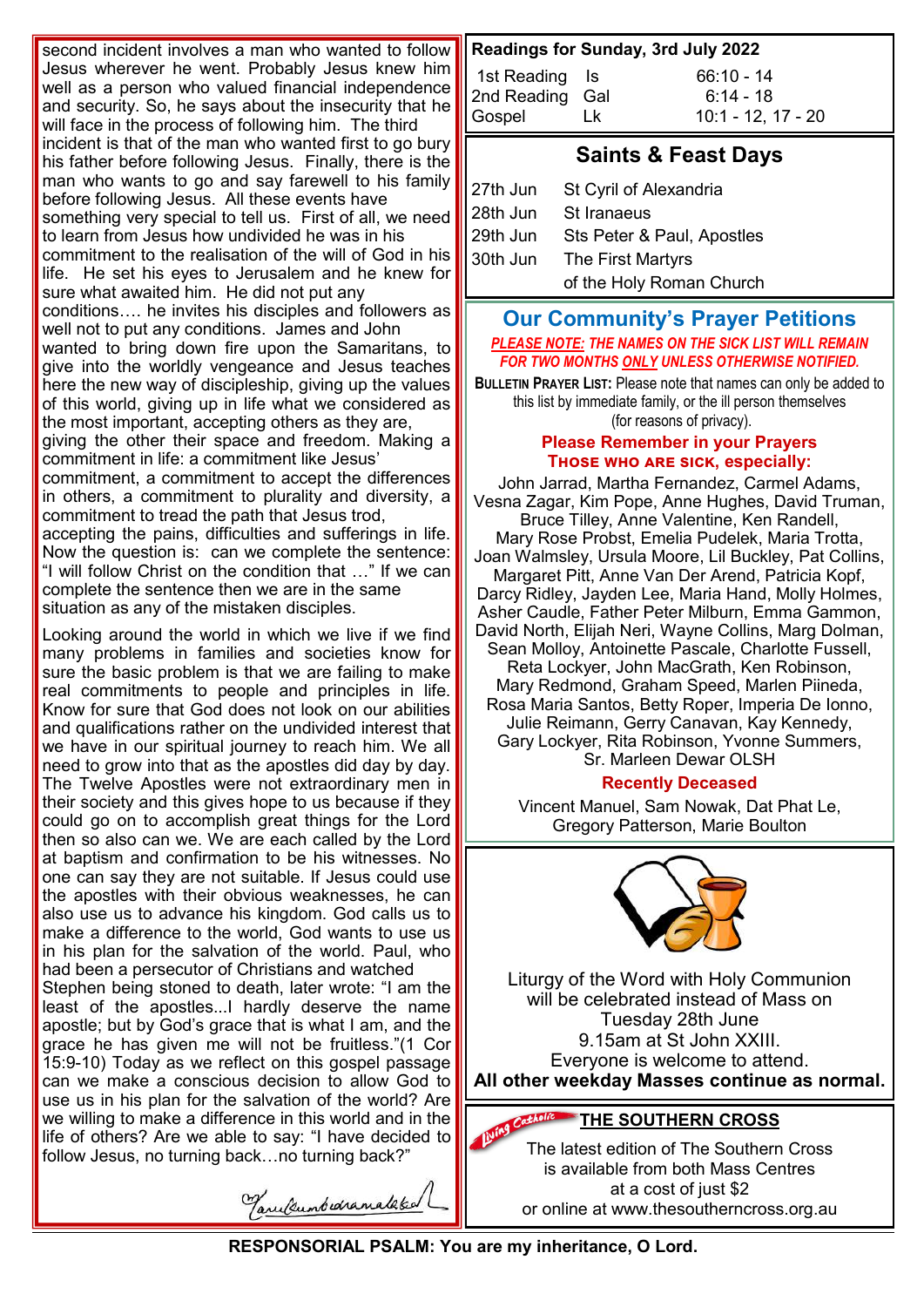second incident involves a man who wanted to follow Jesus wherever he went. Probably Jesus knew him well as a person who valued financial independence and security. So, he says about the insecurity that he will face in the process of following him. The third incident is that of the man who wanted first to go bury his father before following Jesus. Finally, there is the man who wants to go and say farewell to his family before following Jesus. All these events have something very special to tell us. First of all, we need to learn from Jesus how undivided he was in his commitment to the realisation of the will of God in his life. He set his eyes to Jerusalem and he knew for sure what awaited him. He did not put any conditions…. he invites his disciples and followers as well not to put any conditions. James and John wanted to bring down fire upon the Samaritans, to give into the worldly vengeance and Jesus teaches here the new way of discipleship, giving up the values of this world, giving up in life what we considered as the most important, accepting others as they are, giving the other their space and freedom. Making a commitment in life: a commitment like Jesus' commitment, a commitment to accept the differences in others, a commitment to plurality and diversity, a commitment to tread the path that Jesus trod, accepting the pains, difficulties and sufferings in life. Now the question is: can we complete the sentence: "I will follow Christ on the condition that …" If we can complete the sentence then we are in the same situation as any of the mistaken disciples.

Looking around the world in which we live if we find many problems in families and societies know for sure the basic problem is that we are failing to make real commitments to people and principles in life. Know for sure that God does not look on our abilities and qualifications rather on the undivided interest that we have in our spiritual journey to reach him. We all need to grow into that as the apostles did day by day. The Twelve Apostles were not extraordinary men in their society and this gives hope to us because if they could go on to accomplish great things for the Lord then so also can we. We are each called by the Lord at baptism and confirmation to be his witnesses. No one can say they are not suitable. If Jesus could use the apostles with their obvious weaknesses, he can also use us to advance his kingdom. God calls us to make a difference to the world, God wants to use us in his plan for the salvation of the world. Paul, who had been a persecutor of Christians and watched Stephen being stoned to death, later wrote: "I am the least of the apostles...I hardly deserve the name apostle; but by God's grace that is what I am, and the grace he has given me will not be fruitless."(1 Cor 15:9-10) Today as we reflect on this gospel passage can we make a conscious decision to allow God to use us in his plan for the salvation of the world? Are we willing to make a difference in this world and in the life of others? Are we able to say: "I have decided to follow Jesus, no turning back…no turning back?"

*[signature]*

## Readings for Sunday, 3rd July 2022

| | | |
|---|---|---|
| 1st Reading | Is | 66:10 - 14 |
| 2nd Reading | Gal | 6:14 - 18 |
| Gospel | Lk | 10:1 - 12, 17 - 20 |

## Saints & Feast Days

| | |
|---|---|
| 27th Jun | St Cyril of Alexandria |
| 28th Jun | St Iranaeus |
| 29th Jun | Sts Peter & Paul, Apostles |
| 30th Jun | The First Martyrs of the Holy Roman Church |

## Our Community's Prayer Petitions

***PLEASE NOTE:* THE NAMES ON THE SICK LIST WILL REMAIN FOR TWO MONTHS *ONLY* UNLESS OTHERWISE NOTIFIED.**

**BULLETIN PRAYER LIST:** Please note that names can only be added to this list by immediate family, or the ill person themselves (for reasons of privacy).

**Please Remember in your Prayers**
**THOSE WHO ARE SICK, especially:**

John Jarrad, Martha Fernandez, Carmel Adams, Vesna Zagar, Kim Pope, Anne Hughes, David Truman, Bruce Tilley, Anne Valentine, Ken Randell, Mary Rose Probst, Emelia Pudelek, Maria Trotta, Joan Walmsley, Ursula Moore, Lil Buckley, Pat Collins, Margaret Pitt, Anne Van Der Arend, Patricia Kopf, Darcy Ridley, Jayden Lee, Maria Hand, Molly Holmes, Asher Caudle, Father Peter Milburn, Emma Gammon, David North, Elijah Neri, Wayne Collins, Marg Dolman, Sean Molloy, Antoinette Pascale, Charlotte Fussell, Reta Lockyer, John MacGrath, Ken Robinson, Mary Redmond, Graham Speed, Marlen Piineda, Rosa Maria Santos, Betty Roper, Imperia De Ionno, Julie Reimann, Gerry Canavan, Kay Kennedy, Gary Lockyer, Rita Robinson, Yvonne Summers, Sr. Marleen Dewar OLSH

**Recently Deceased**

Vincent Manuel, Sam Nowak, Dat Phat Le, Gregory Patterson, Marie Boulton

Liturgy of the Word with Holy Communion will be celebrated instead of Mass on Tuesday 28th June 9.15am at St John XXIII.
Everyone is welcome to attend.
**All other weekday Masses continue as normal.**

**THE SOUTHERN CROSS**

The latest edition of The Southern Cross is available from both Mass Centres at a cost of just $2 or online at www.thesoutherncross.org.au

**RESPONSORIAL PSALM: You are my inheritance, O Lord.**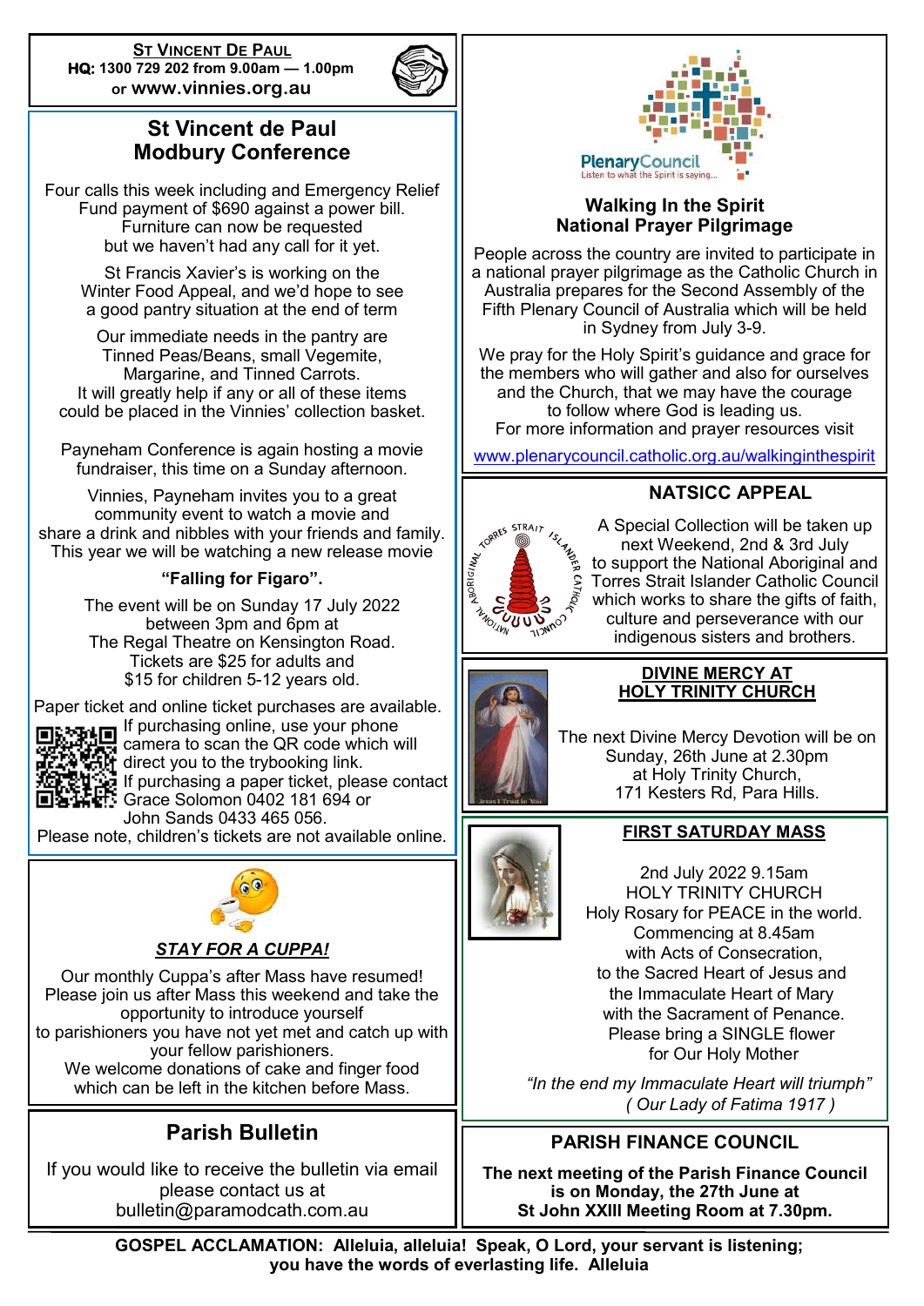**ST VINCENT DE PAUL**
**HQ: 1300 729 202 from 9.00am — 1.00pm**
**or www.vinnies.org.au**

## St Vincent de Paul Modbury Conference

Four calls this week including and Emergency Relief Fund payment of $690 against a power bill. Furniture can now be requested but we haven't had any call for it yet.

St Francis Xavier's is working on the Winter Food Appeal, and we'd hope to see a good pantry situation at the end of term

Our immediate needs in the pantry are Tinned Peas/Beans, small Vegemite, Margarine, and Tinned Carrots. It will greatly help if any or all of these items could be placed in the Vinnies' collection basket.

Payneham Conference is again hosting a movie fundraiser, this time on a Sunday afternoon.

Vinnies, Payneham invites you to a great community event to watch a movie and share a drink and nibbles with your friends and family. This year we will be watching a new release movie

**"Falling for Figaro".**

The event will be on Sunday 17 July 2022 between 3pm and 6pm at The Regal Theatre on Kensington Road. Tickets are $25 for adults and $15 for children 5-12 years old.

Paper ticket and online ticket purchases are available. If purchasing online, use your phone camera to scan the QR code which will direct you to the trybooking link. If purchasing a paper ticket, please contact Grace Solomon 0402 181 694 or John Sands 0433 465 056.
Please note, children's tickets are not available online.

## *STAY FOR A CUPPA!*

Our monthly Cuppa's after Mass have resumed! Please join us after Mass this weekend and take the opportunity to introduce yourself to parishioners you have not yet met and catch up with your fellow parishioners.
We welcome donations of cake and finger food which can be left in the kitchen before Mass.

## Parish Bulletin

If you would like to receive the bulletin via email please contact us at bulletin@paramodcath.com.au

PlenaryCouncil
Listen to what the Spirit is saying...

## Walking In the Spirit National Prayer Pilgrimage

People across the country are invited to participate in a national prayer pilgrimage as the Catholic Church in Australia prepares for the Second Assembly of the Fifth Plenary Council of Australia which will be held in Sydney from July 3-9.

We pray for the Holy Spirit's guidance and grace for the members who will gather and also for ourselves and the Church, that we may have the courage to follow where God is leading us.
For more information and prayer resources visit
www.plenarycouncil.catholic.org.au/walkinginthespirit

## NATSICC APPEAL

A Special Collection will be taken up next Weekend, 2nd & 3rd July to support the National Aboriginal and Torres Strait Islander Catholic Council which works to share the gifts of faith, culture and perseverance with our indigenous sisters and brothers.

## DIVINE MERCY AT HOLY TRINITY CHURCH

The next Divine Mercy Devotion will be on Sunday, 26th June at 2.30pm at Holy Trinity Church, 171 Kesters Rd, Para Hills.

## FIRST SATURDAY MASS

2nd July 2022 9.15am
HOLY TRINITY CHURCH
Holy Rosary for PEACE in the world.
Commencing at 8.45am
with Acts of Consecration,
to the Sacred Heart of Jesus and
the Immaculate Heart of Mary
with the Sacrament of Penance.
Please bring a SINGLE flower
for Our Holy Mother

*"In the end my Immaculate Heart will triumph"*
*( Our Lady of Fatima 1917 )*

## PARISH FINANCE COUNCIL

**The next meeting of the Parish Finance Council is on Monday, the 27th June at St John XXIII Meeting Room at 7.30pm.**

**GOSPEL ACCLAMATION: Alleluia, alleluia! Speak, O Lord, your servant is listening; you have the words of everlasting life. Alleluia**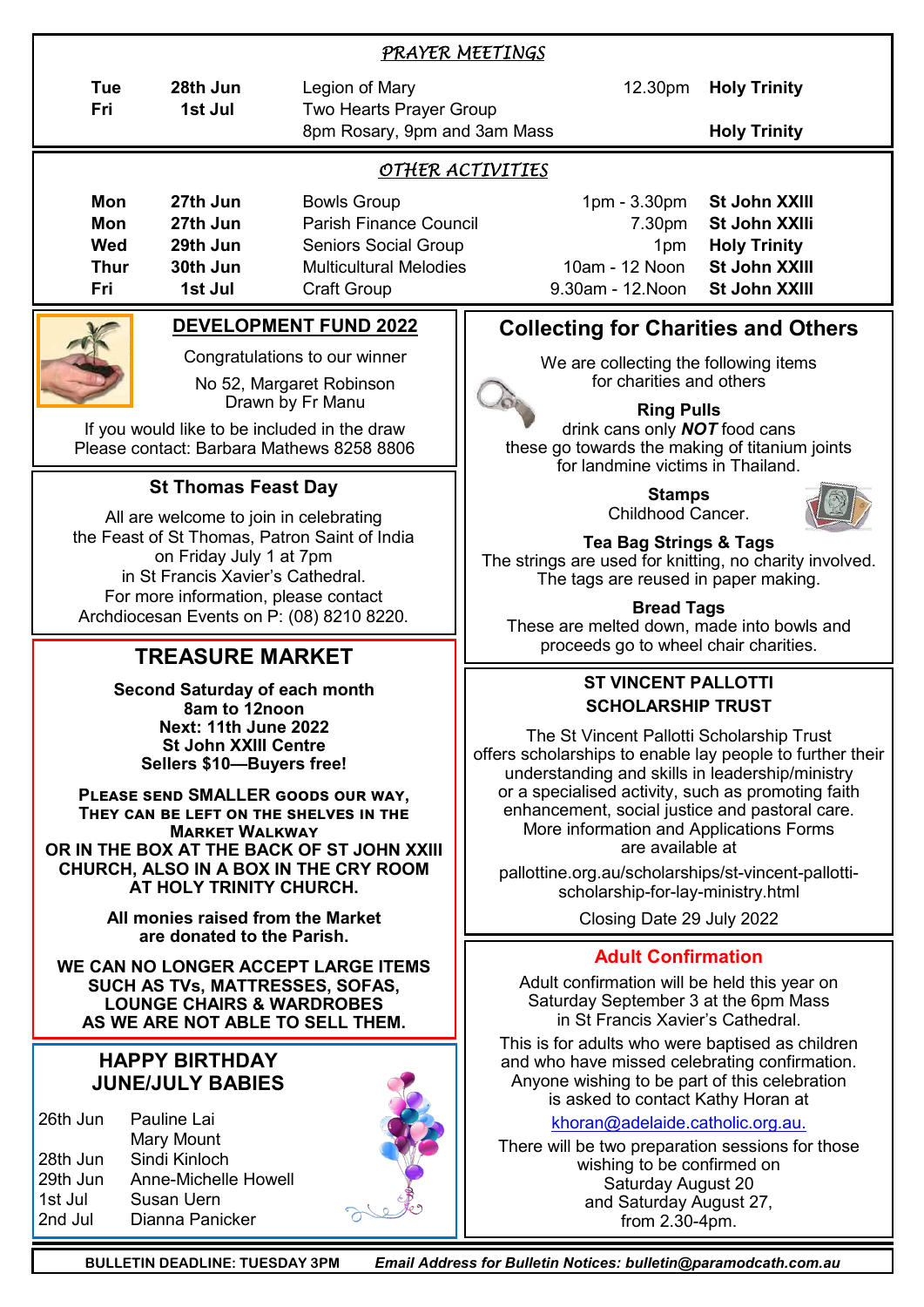## PRAYER MEETINGS

| | | | | |
|---|---|---|---|---|
| **Tue** | **28th Jun** | Legion of Mary | 12.30pm | **Holy Trinity** |
| **Fri** | **1st Jul** | Two Hearts Prayer Group<br>8pm Rosary, 9pm and 3am Mass | | **Holy Trinity** |

## OTHER ACTIVITIES

| | | | | |
|---|---|---|---|---|
| **Mon** | **27th Jun** | Bowls Group | 1pm - 3.30pm | **St John XXIII** |
| **Mon** | **27th Jun** | Parish Finance Council | 7.30pm | **St John XXIIi** |
| **Wed** | **29th Jun** | Seniors Social Group | 1pm | **Holy Trinity** |
| **Thur** | **30th Jun** | Multicultural Melodies | 10am - 12 Noon | **St John XXIII** |
| **Fri** | **1st Jul** | Craft Group | 9.30am - 12.Noon | **St John XXIII** |

## DEVELOPMENT FUND 2022

Congratulations to our winner

No 52, Margaret Robinson
Drawn by Fr Manu

If you would like to be included in the draw
Please contact: Barbara Mathews 8258 8806

## St Thomas Feast Day

All are welcome to join in celebrating the Feast of St Thomas, Patron Saint of India on Friday July 1 at 7pm in St Francis Xavier's Cathedral.
For more information, please contact Archdiocesan Events on P: (08) 8210 8220.

## TREASURE MARKET

**Second Saturday of each month**
**8am to 12noon**
**Next: 11th June 2022**
**St John XXIII Centre**
**Sellers $10—Buyers free!**

**PLEASE SEND SMALLER GOODS OUR WAY, THEY CAN BE LEFT ON THE SHELVES IN THE MARKET WALKWAY OR IN THE BOX AT THE BACK OF ST JOHN XXIII CHURCH, ALSO IN A BOX IN THE CRY ROOM AT HOLY TRINITY CHURCH.**

**All monies raised from the Market are donated to the Parish.**

**WE CAN NO LONGER ACCEPT LARGE ITEMS SUCH AS TVs, MATTRESSES, SOFAS, LOUNGE CHAIRS & WARDROBES AS WE ARE NOT ABLE TO SELL THEM.**

## HAPPY BIRTHDAY JUNE/JULY BABIES

| | |
|---|---|
| 26th Jun | Pauline Lai |
| | Mary Mount |
| 28th Jun | Sindi Kinloch |
| 29th Jun | Anne-Michelle Howell |
| 1st Jul | Susan Uern |
| 2nd Jul | Dianna Panicker |

## Collecting for Charities and Others

We are collecting the following items for charities and others

**Ring Pulls**
drink cans only ***NOT*** food cans
these go towards the making of titanium joints for landmine victims in Thailand.

**Stamps**
Childhood Cancer.

**Tea Bag Strings & Tags**
The strings are used for knitting, no charity involved.
The tags are reused in paper making.

**Bread Tags**
These are melted down, made into bowls and proceeds go to wheel chair charities.

## ST VINCENT PALLOTTI SCHOLARSHIP TRUST

The St Vincent Pallotti Scholarship Trust offers scholarships to enable lay people to further their understanding and skills in leadership/ministry or a specialised activity, such as promoting faith enhancement, social justice and pastoral care.
More information and Applications Forms are available at

pallottine.org.au/scholarships/st-vincent-pallotti-scholarship-for-lay-ministry.html

Closing Date 29 July 2022

## Adult Confirmation

Adult confirmation will be held this year on Saturday September 3 at the 6pm Mass in St Francis Xavier's Cathedral.

This is for adults who were baptised as children and who have missed celebrating confirmation.
Anyone wishing to be part of this celebration is asked to contact Kathy Horan at

khoran@adelaide.catholic.org.au.

There will be two preparation sessions for those wishing to be confirmed on
Saturday August 20
and Saturday August 27,
from 2.30-4pm.

**BULLETIN DEADLINE: TUESDAY 3PM** ***Email Address for Bulletin Notices: bulletin@paramodcath.com.au***